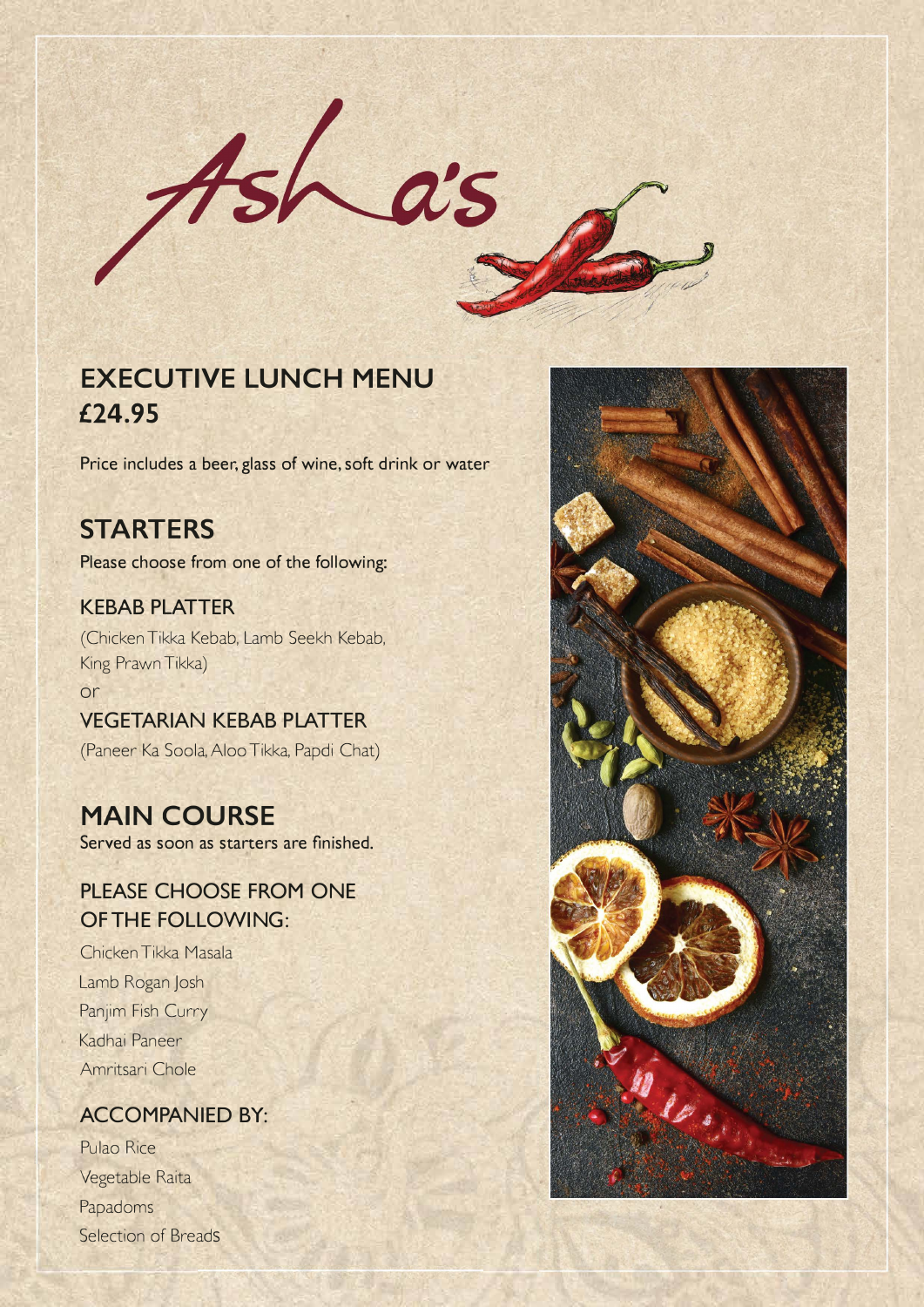# Asha's

## EXECUTIVE LUNCH MENU
**£24.95**

Price includes a beer, glass of wine, soft drink or water

## STARTERS

Please choose from one of the following:

### KEBAB PLATTER

(Chicken Tikka Kebab, Lamb Seekh Kebab, King Prawn Tikka)

or

### VEGETARIAN KEBAB PLATTER

(Paneer Ka Soola, Aloo Tikka, Papdi Chat)

## MAIN COURSE

Served as soon as starters are finished.

### PLEASE CHOOSE FROM ONE OF THE FOLLOWING:

Chicken Tikka Masala
Lamb Rogan Josh
Panjim Fish Curry
Kadhai Paneer
Amritsari Chole

### ACCOMPANIED BY:

Pulao Rice
Vegetable Raita
Papadoms
Selection of Breads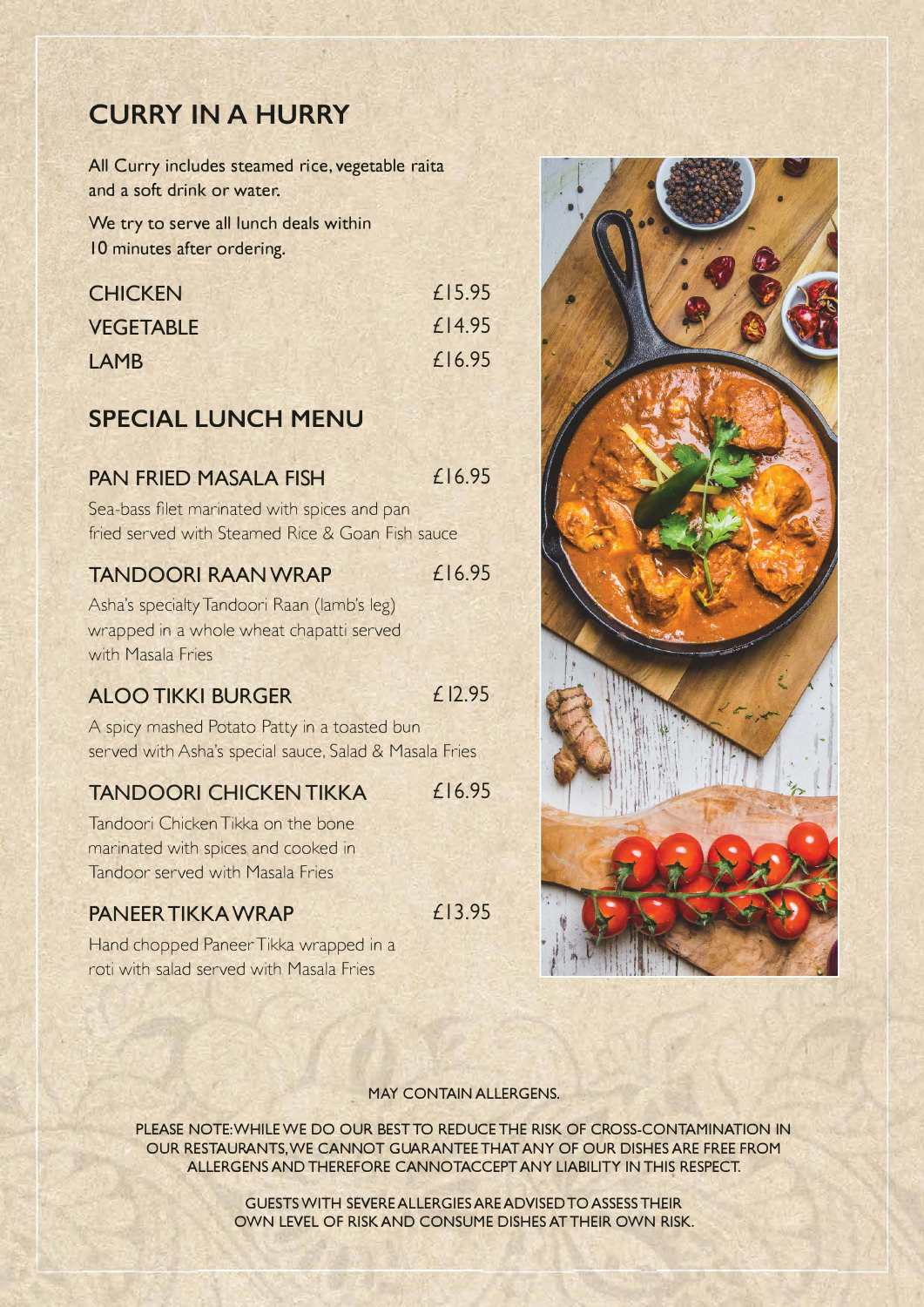## CURRY IN A HURRY

All Curry includes steamed rice, vegetable raita and a soft drink or water.

We try to serve all lunch deals within 10 minutes after ordering.

| | |
|---|---|
| CHICKEN | £15.95 |
| VEGETABLE | £14.95 |
| LAMB | £16.95 |

## SPECIAL LUNCH MENU

### PAN FRIED MASALA FISH — £16.95

Sea-bass filet marinated with spices and pan fried served with Steamed Rice & Goan Fish sauce

### TANDOORI RAAN WRAP — £16.95

Asha's specialty Tandoori Raan (lamb's leg) wrapped in a whole wheat chapatti served with Masala Fries

### ALOO TIKKI BURGER — £12.95

A spicy mashed Potato Patty in a toasted bun served with Asha's special sauce, Salad & Masala Fries

### TANDOORI CHICKEN TIKKA — £16.95

Tandoori Chicken Tikka on the bone marinated with spices and cooked in Tandoor served with Masala Fries

### PANEER TIKKA WRAP — £13.95

Hand chopped Paneer Tikka wrapped in a roti with salad served with Masala Fries

MAY CONTAIN ALLERGENS.

PLEASE NOTE: WHILE WE DO OUR BEST TO REDUCE THE RISK OF CROSS-CONTAMINATION IN OUR RESTAURANTS, WE CANNOT GUARANTEE THAT ANY OF OUR DISHES ARE FREE FROM ALLERGENS AND THEREFORE CANNOT ACCEPT ANY LIABILITY IN THIS RESPECT.

GUESTS WITH SEVERE ALLERGIES ARE ADVISED TO ASSESS THEIR OWN LEVEL OF RISK AND CONSUME DISHES AT THEIR OWN RISK.